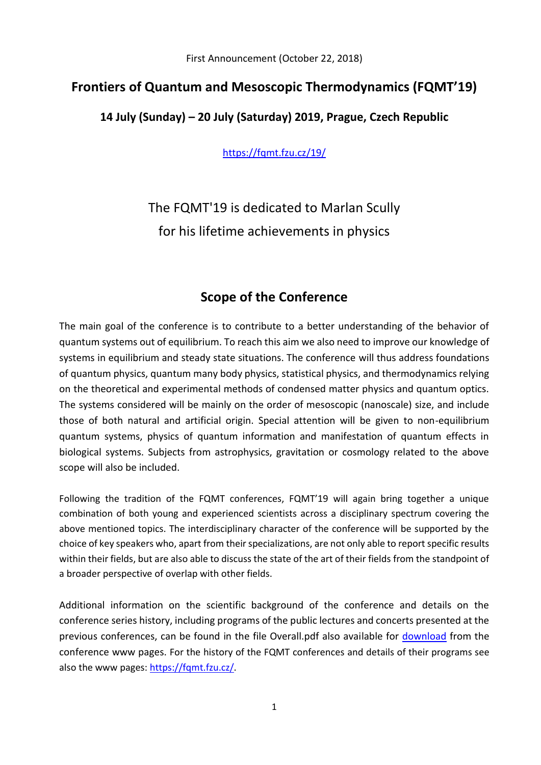First Announcement (October 22, 2018)

# Frontiers of Quantum and Mesoscopic Thermodynamics (FQMT'19)

## 14 July (Sunday) – 20 July (Saturday) 2019, Prague, Czech Republic

https://fqmt.fzu.cz/19/

The FQMT'19 is dedicated to Marlan Scully
for his lifetime achievements in physics

## Scope of the Conference

The main goal of the conference is to contribute to a better understanding of the behavior of quantum systems out of equilibrium. To reach this aim we also need to improve our knowledge of systems in equilibrium and steady state situations. The conference will thus address foundations of quantum physics, quantum many body physics, statistical physics, and thermodynamics relying on the theoretical and experimental methods of condensed matter physics and quantum optics. The systems considered will be mainly on the order of mesoscopic (nanoscale) size, and include those of both natural and artificial origin. Special attention will be given to non-equilibrium quantum systems, physics of quantum information and manifestation of quantum effects in biological systems. Subjects from astrophysics, gravitation or cosmology related to the above scope will also be included.

Following the tradition of the FQMT conferences, FQMT'19 will again bring together a unique combination of both young and experienced scientists across a disciplinary spectrum covering the above mentioned topics. The interdisciplinary character of the conference will be supported by the choice of key speakers who, apart from their specializations, are not only able to report specific results within their fields, but are also able to discuss the state of the art of their fields from the standpoint of a broader perspective of overlap with other fields.

Additional information on the scientific background of the conference and details on the conference series history, including programs of the public lectures and concerts presented at the previous conferences, can be found in the file Overall.pdf also available for download from the conference www pages. For the history of the FQMT conferences and details of their programs see also the www pages: https://fqmt.fzu.cz/.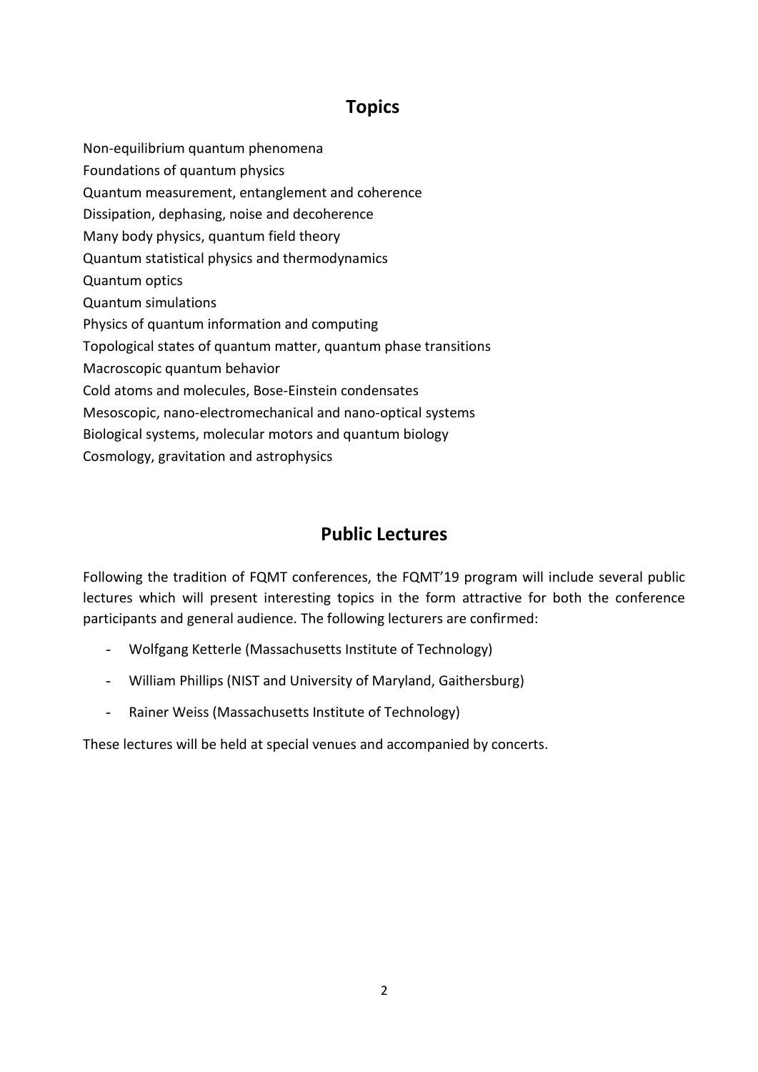## Topics

Non-equilibrium quantum phenomena
Foundations of quantum physics
Quantum measurement, entanglement and coherence
Dissipation, dephasing, noise and decoherence
Many body physics, quantum field theory
Quantum statistical physics and thermodynamics
Quantum optics
Quantum simulations
Physics of quantum information and computing
Topological states of quantum matter, quantum phase transitions
Macroscopic quantum behavior
Cold atoms and molecules, Bose-Einstein condensates
Mesoscopic, nano-electromechanical and nano-optical systems
Biological systems, molecular motors and quantum biology
Cosmology, gravitation and astrophysics

## Public Lectures

Following the tradition of FQMT conferences, the FQMT'19 program will include several public lectures which will present interesting topics in the form attractive for both the conference participants and general audience. The following lecturers are confirmed:

- Wolfgang Ketterle (Massachusetts Institute of Technology)
- William Phillips (NIST and University of Maryland, Gaithersburg)
- Rainer Weiss (Massachusetts Institute of Technology)

These lectures will be held at special venues and accompanied by concerts.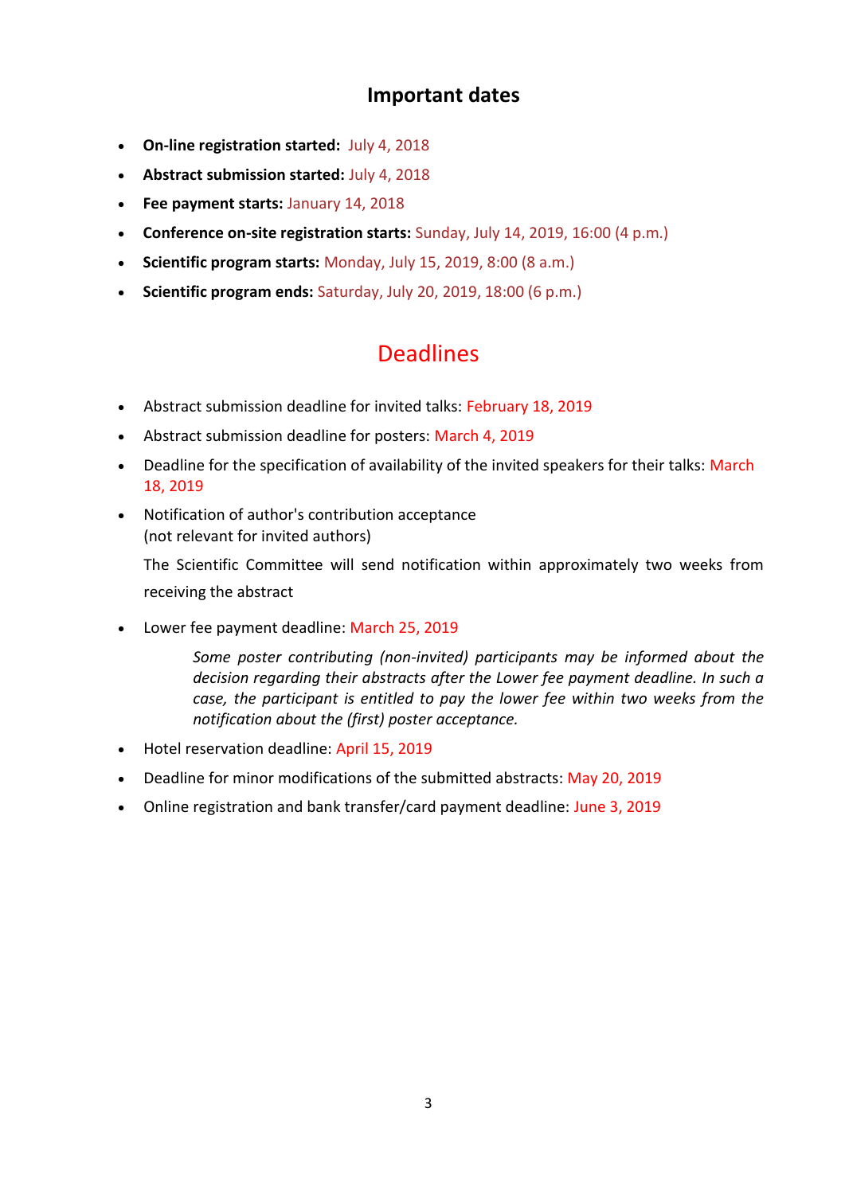## Important dates

- **On-line registration started:** July 4, 2018
- **Abstract submission started:** July 4, 2018
- **Fee payment starts:** January 14, 2018
- **Conference on-site registration starts:** Sunday, July 14, 2019, 16:00 (4 p.m.)
- **Scientific program starts:** Monday, July 15, 2019, 8:00 (8 a.m.)
- **Scientific program ends:** Saturday, July 20, 2019, 18:00 (6 p.m.)

## Deadlines

- Abstract submission deadline for invited talks: February 18, 2019
- Abstract submission deadline for posters: March 4, 2019
- Deadline for the specification of availability of the invited speakers for their talks: March 18, 2019
- Notification of author's contribution acceptance  
  (not relevant for invited authors)

  The Scientific Committee will send notification within approximately two weeks from receiving the abstract

- Lower fee payment deadline: March 25, 2019

  *Some poster contributing (non-invited) participants may be informed about the decision regarding their abstracts after the Lower fee payment deadline. In such a case, the participant is entitled to pay the lower fee within two weeks from the notification about the (first) poster acceptance.*

- Hotel reservation deadline: April 15, 2019
- Deadline for minor modifications of the submitted abstracts: May 20, 2019
- Online registration and bank transfer/card payment deadline: June 3, 2019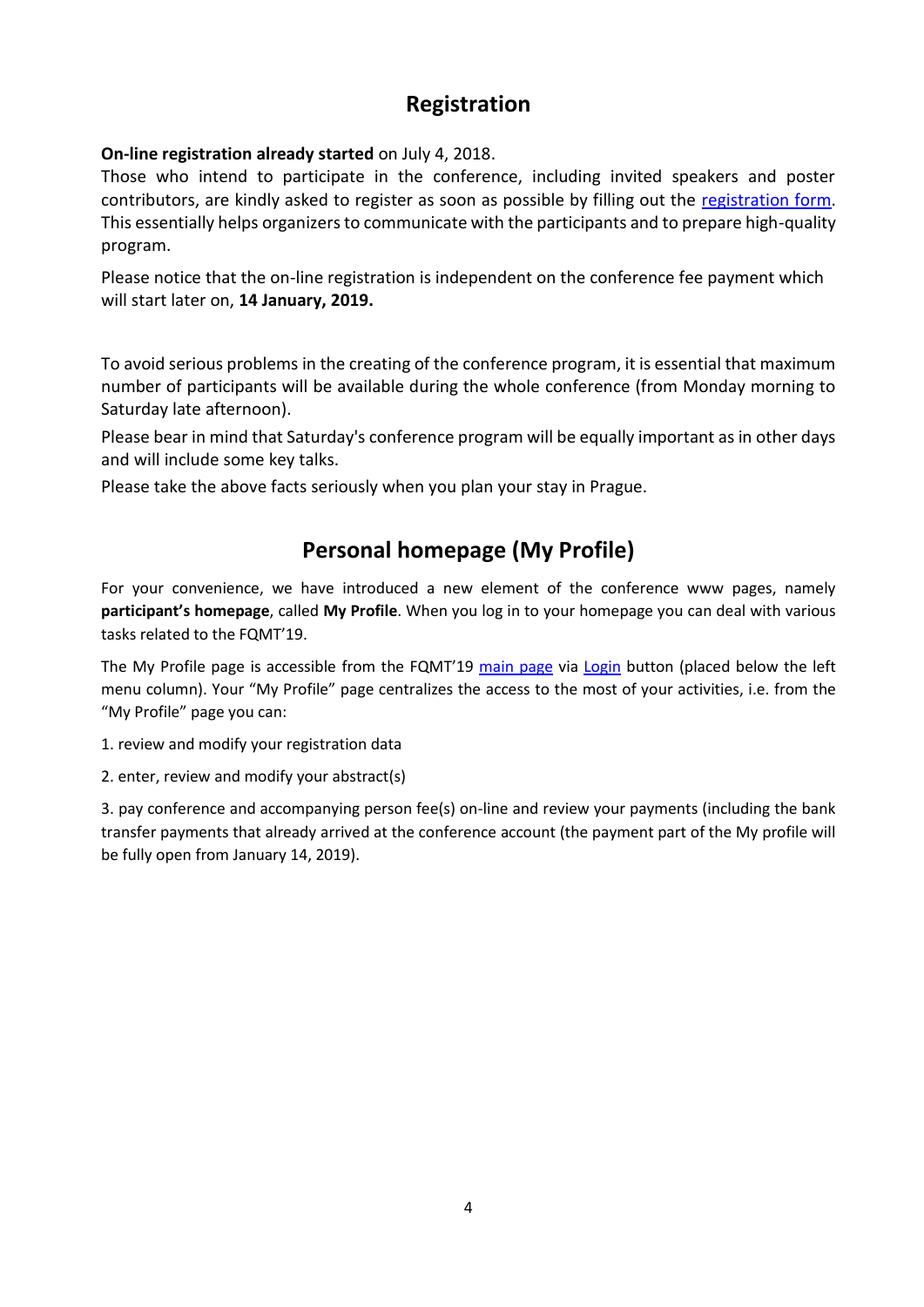## Registration

**On-line registration already started** on July 4, 2018.

Those who intend to participate in the conference, including invited speakers and poster contributors, are kindly asked to register as soon as possible by filling out the registration form. This essentially helps organizers to communicate with the participants and to prepare high-quality program.

Please notice that the on-line registration is independent on the conference fee payment which will start later on, **14 January, 2019.**

To avoid serious problems in the creating of the conference program, it is essential that maximum number of participants will be available during the whole conference (from Monday morning to Saturday late afternoon).

Please bear in mind that Saturday's conference program will be equally important as in other days and will include some key talks.

Please take the above facts seriously when you plan your stay in Prague.

## Personal homepage (My Profile)

For your convenience, we have introduced a new element of the conference www pages, namely **participant's homepage**, called **My Profile**. When you log in to your homepage you can deal with various tasks related to the FQMT'19.

The My Profile page is accessible from the FQMT'19 main page via Login button (placed below the left menu column). Your "My Profile" page centralizes the access to the most of your activities, i.e. from the "My Profile" page you can:

1. review and modify your registration data

2. enter, review and modify your abstract(s)

3. pay conference and accompanying person fee(s) on-line and review your payments (including the bank transfer payments that already arrived at the conference account (the payment part of the My profile will be fully open from January 14, 2019).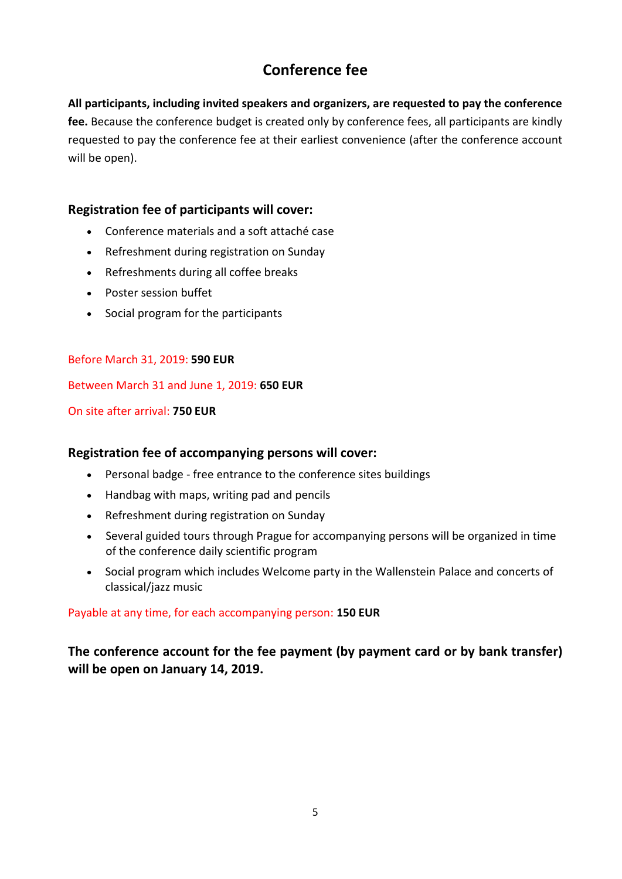# Conference fee

**All participants, including invited speakers and organizers, are requested to pay the conference fee.** Because the conference budget is created only by conference fees, all participants are kindly requested to pay the conference fee at their earliest convenience (after the conference account will be open).

## Registration fee of participants will cover:

- Conference materials and a soft attaché case
- Refreshment during registration on Sunday
- Refreshments during all coffee breaks
- Poster session buffet
- Social program for the participants

Before March 31, 2019: **590 EUR**

Between March 31 and June 1, 2019: **650 EUR**

On site after arrival: **750 EUR**

## Registration fee of accompanying persons will cover:

- Personal badge - free entrance to the conference sites buildings
- Handbag with maps, writing pad and pencils
- Refreshment during registration on Sunday
- Several guided tours through Prague for accompanying persons will be organized in time of the conference daily scientific program
- Social program which includes Welcome party in the Wallenstein Palace and concerts of classical/jazz music

Payable at any time, for each accompanying person: **150 EUR**

**The conference account for the fee payment (by payment card or by bank transfer) will be open on January 14, 2019.**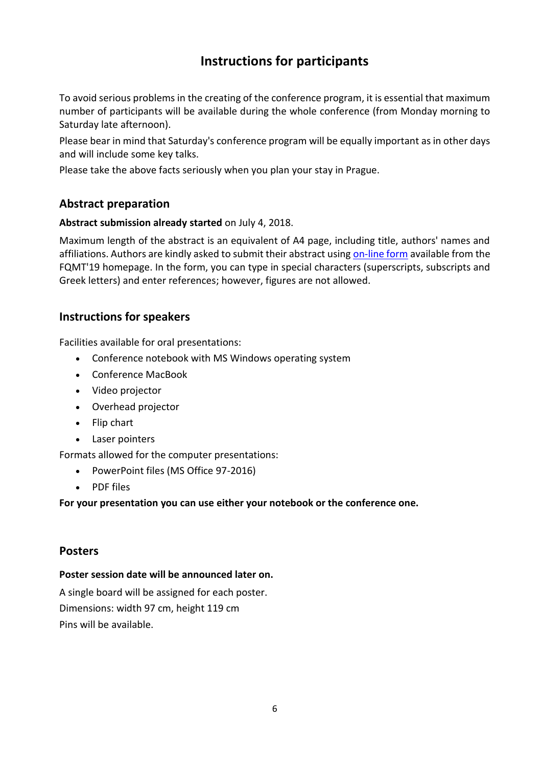# Instructions for participants

To avoid serious problems in the creating of the conference program, it is essential that maximum number of participants will be available during the whole conference (from Monday morning to Saturday late afternoon).

Please bear in mind that Saturday's conference program will be equally important as in other days and will include some key talks.

Please take the above facts seriously when you plan your stay in Prague.

## Abstract preparation

**Abstract submission already started** on July 4, 2018.

Maximum length of the abstract is an equivalent of A4 page, including title, authors' names and affiliations. Authors are kindly asked to submit their abstract using on-line form available from the FQMT'19 homepage. In the form, you can type in special characters (superscripts, subscripts and Greek letters) and enter references; however, figures are not allowed.

## Instructions for speakers

Facilities available for oral presentations:

- Conference notebook with MS Windows operating system
- Conference MacBook
- Video projector
- Overhead projector
- Flip chart
- Laser pointers

Formats allowed for the computer presentations:

- PowerPoint files (MS Office 97-2016)
- PDF files

**For your presentation you can use either your notebook or the conference one.**

## Posters

**Poster session date will be announced later on.**

A single board will be assigned for each poster.

Dimensions: width 97 cm, height 119 cm

Pins will be available.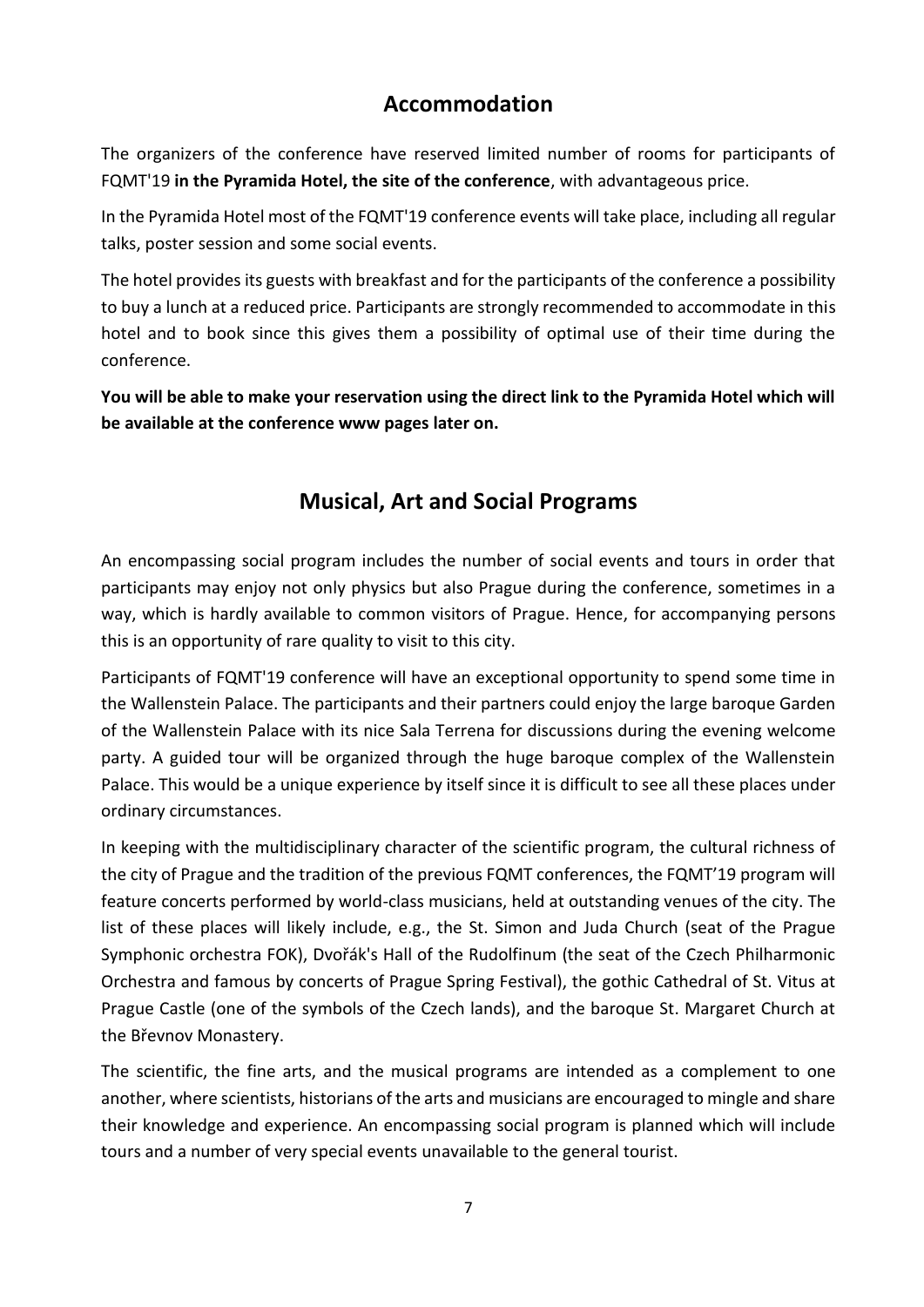## Accommodation

The organizers of the conference have reserved limited number of rooms for participants of FQMT'19 **in the Pyramida Hotel, the site of the conference**, with advantageous price.

In the Pyramida Hotel most of the FQMT'19 conference events will take place, including all regular talks, poster session and some social events.

The hotel provides its guests with breakfast and for the participants of the conference a possibility to buy a lunch at a reduced price. Participants are strongly recommended to accommodate in this hotel and to book since this gives them a possibility of optimal use of their time during the conference.

**You will be able to make your reservation using the direct link to the Pyramida Hotel which will be available at the conference www pages later on.**

## Musical, Art and Social Programs

An encompassing social program includes the number of social events and tours in order that participants may enjoy not only physics but also Prague during the conference, sometimes in a way, which is hardly available to common visitors of Prague. Hence, for accompanying persons this is an opportunity of rare quality to visit to this city.

Participants of FQMT'19 conference will have an exceptional opportunity to spend some time in the Wallenstein Palace. The participants and their partners could enjoy the large baroque Garden of the Wallenstein Palace with its nice Sala Terrena for discussions during the evening welcome party. A guided tour will be organized through the huge baroque complex of the Wallenstein Palace. This would be a unique experience by itself since it is difficult to see all these places under ordinary circumstances.

In keeping with the multidisciplinary character of the scientific program, the cultural richness of the city of Prague and the tradition of the previous FQMT conferences, the FQMT'19 program will feature concerts performed by world-class musicians, held at outstanding venues of the city. The list of these places will likely include, e.g., the St. Simon and Juda Church (seat of the Prague Symphonic orchestra FOK), Dvořák's Hall of the Rudolfinum (the seat of the Czech Philharmonic Orchestra and famous by concerts of Prague Spring Festival), the gothic Cathedral of St. Vitus at Prague Castle (one of the symbols of the Czech lands), and the baroque St. Margaret Church at the Břevnov Monastery.

The scientific, the fine arts, and the musical programs are intended as a complement to one another, where scientists, historians of the arts and musicians are encouraged to mingle and share their knowledge and experience. An encompassing social program is planned which will include tours and a number of very special events unavailable to the general tourist.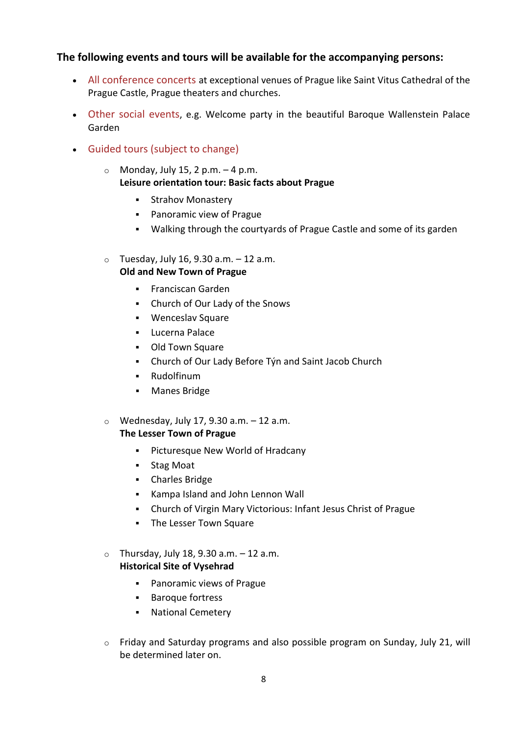**The following events and tours will be available for the accompanying persons:**

- All conference concerts at exceptional venues of Prague like Saint Vitus Cathedral of the Prague Castle, Prague theaters and churches.
- Other social events, e.g. Welcome party in the beautiful Baroque Wallenstein Palace Garden
- Guided tours (subject to change)
  - Monday, July 15, 2 p.m. – 4 p.m.
    **Leisure orientation tour: Basic facts about Prague**
    - Strahov Monastery
    - Panoramic view of Prague
    - Walking through the courtyards of Prague Castle and some of its garden
  - Tuesday, July 16, 9.30 a.m. – 12 a.m.
    **Old and New Town of Prague**
    - Franciscan Garden
    - Church of Our Lady of the Snows
    - Wenceslav Square
    - Lucerna Palace
    - Old Town Square
    - Church of Our Lady Before Týn and Saint Jacob Church
    - Rudolfinum
    - Manes Bridge
  - Wednesday, July 17, 9.30 a.m. – 12 a.m.
    **The Lesser Town of Prague**
    - Picturesque New World of Hradcany
    - Stag Moat
    - Charles Bridge
    - Kampa Island and John Lennon Wall
    - Church of Virgin Mary Victorious: Infant Jesus Christ of Prague
    - The Lesser Town Square
  - Thursday, July 18, 9.30 a.m. – 12 a.m.
    **Historical Site of Vysehrad**
    - Panoramic views of Prague
    - Baroque fortress
    - National Cemetery
  - Friday and Saturday programs and also possible program on Sunday, July 21, will be determined later on.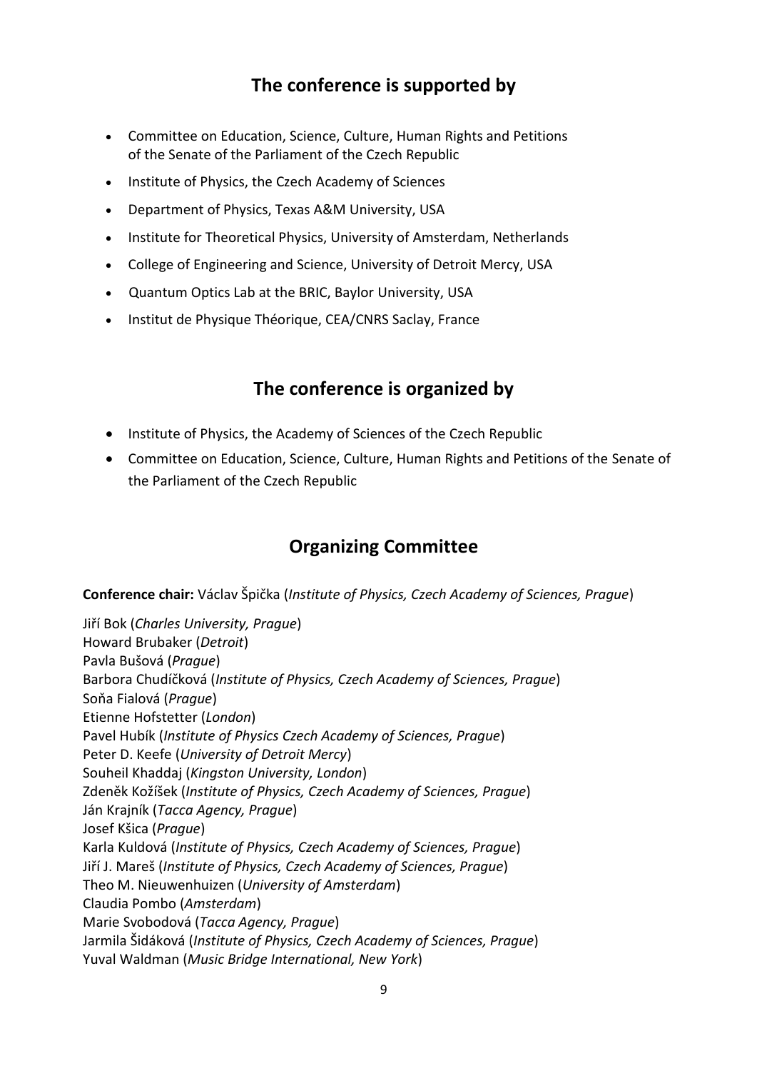## The conference is supported by

- Committee on Education, Science, Culture, Human Rights and Petitions of the Senate of the Parliament of the Czech Republic
- Institute of Physics, the Czech Academy of Sciences
- Department of Physics, Texas A&M University, USA
- Institute for Theoretical Physics, University of Amsterdam, Netherlands
- College of Engineering and Science, University of Detroit Mercy, USA
- Quantum Optics Lab at the BRIC, Baylor University, USA
- Institut de Physique Théorique, CEA/CNRS Saclay, France

## The conference is organized by

- Institute of Physics, the Academy of Sciences of the Czech Republic
- Committee on Education, Science, Culture, Human Rights and Petitions of the Senate of the Parliament of the Czech Republic

## Organizing Committee

**Conference chair:** Václav Špička (*Institute of Physics, Czech Academy of Sciences, Prague*)

Jiří Bok (*Charles University, Prague*)
Howard Brubaker (*Detroit*)
Pavla Bušová (*Prague*)
Barbora Chudíčková (*Institute of Physics, Czech Academy of Sciences, Prague*)
Soňa Fialová (*Prague*)
Etienne Hofstetter (*London*)
Pavel Hubík (*Institute of Physics Czech Academy of Sciences, Prague*)
Peter D. Keefe (*University of Detroit Mercy*)
Souheil Khaddaj (*Kingston University, London*)
Zdeněk Kožíšek (*Institute of Physics, Czech Academy of Sciences, Prague*)
Ján Krajník (*Tacca Agency, Prague*)
Josef Kšica (*Prague*)
Karla Kuldová (*Institute of Physics, Czech Academy of Sciences, Prague*)
Jiří J. Mareš (*Institute of Physics, Czech Academy of Sciences, Prague*)
Theo M. Nieuwenhuizen (*University of Amsterdam*)
Claudia Pombo (*Amsterdam*)
Marie Svobodová (*Tacca Agency, Prague*)
Jarmila Šidáková (*Institute of Physics, Czech Academy of Sciences, Prague*)
Yuval Waldman (*Music Bridge International, New York*)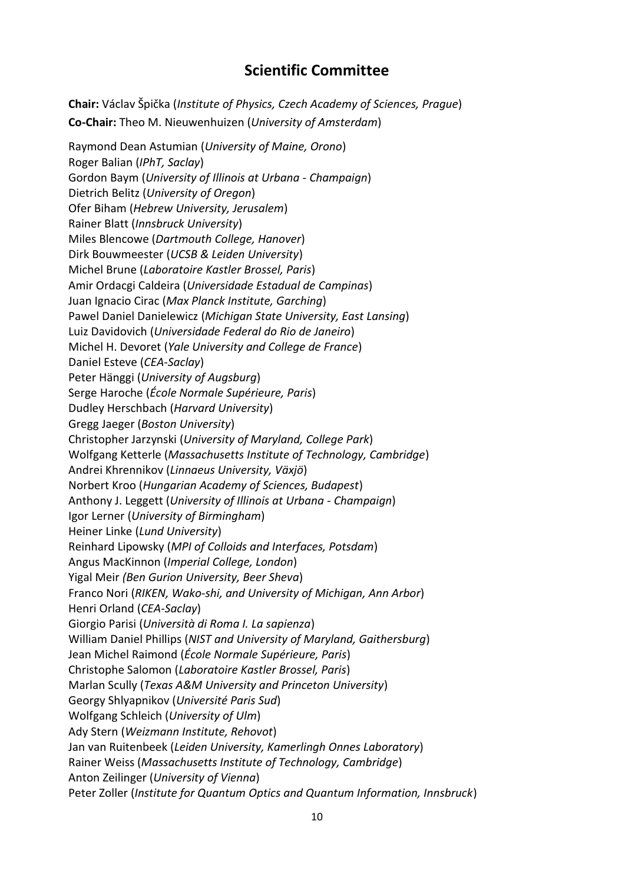## Scientific Committee

**Chair:** Václav Špička (*Institute of Physics, Czech Academy of Sciences, Prague*)
**Co-Chair:** Theo M. Nieuwenhuizen (*University of Amsterdam*)

Raymond Dean Astumian (*University of Maine, Orono*)
Roger Balian (*IPhT, Saclay*)
Gordon Baym (*University of Illinois at Urbana - Champaign*)
Dietrich Belitz (*University of Oregon*)
Ofer Biham (*Hebrew University, Jerusalem*)
Rainer Blatt (*Innsbruck University*)
Miles Blencowe (*Dartmouth College, Hanover*)
Dirk Bouwmeester (*UCSB & Leiden University*)
Michel Brune (*Laboratoire Kastler Brossel, Paris*)
Amir Ordacgi Caldeira (*Universidade Estadual de Campinas*)
Juan Ignacio Cirac (*Max Planck Institute, Garching*)
Pawel Daniel Danielewicz (*Michigan State University, East Lansing*)
Luiz Davidovich (*Universidade Federal do Rio de Janeiro*)
Michel H. Devoret (*Yale University and College de France*)
Daniel Esteve (*CEA-Saclay*)
Peter Hänggi (*University of Augsburg*)
Serge Haroche (*École Normale Supérieure, Paris*)
Dudley Herschbach (*Harvard University*)
Gregg Jaeger (*Boston University*)
Christopher Jarzynski (*University of Maryland, College Park*)
Wolfgang Ketterle (*Massachusetts Institute of Technology, Cambridge*)
Andrei Khrennikov (*Linnaeus University, Växjö*)
Norbert Kroo (*Hungarian Academy of Sciences, Budapest*)
Anthony J. Leggett (*University of Illinois at Urbana - Champaign*)
Igor Lerner (*University of Birmingham*)
Heiner Linke (*Lund University*)
Reinhard Lipowsky (*MPI of Colloids and Interfaces, Potsdam*)
Angus MacKinnon (*Imperial College, London*)
Yigal Meir *(Ben Gurion University, Beer Sheva*)
Franco Nori (*RIKEN, Wako-shi, and University of Michigan, Ann Arbor*)
Henri Orland (*CEA-Saclay*)
Giorgio Parisi (*Università di Roma I. La sapienza*)
William Daniel Phillips (*NIST and University of Maryland, Gaithersburg*)
Jean Michel Raimond (*École Normale Supérieure, Paris*)
Christophe Salomon (*Laboratoire Kastler Brossel, Paris*)
Marlan Scully (*Texas A&M University and Princeton University*)
Georgy Shlyapnikov (*Université Paris Sud*)
Wolfgang Schleich (*University of Ulm*)
Ady Stern (*Weizmann Institute, Rehovot*)
Jan van Ruitenbeek (*Leiden University, Kamerlingh Onnes Laboratory*)
Rainer Weiss (*Massachusetts Institute of Technology, Cambridge*)
Anton Zeilinger (*University of Vienna*)
Peter Zoller (*Institute for Quantum Optics and Quantum Information, Innsbruck*)